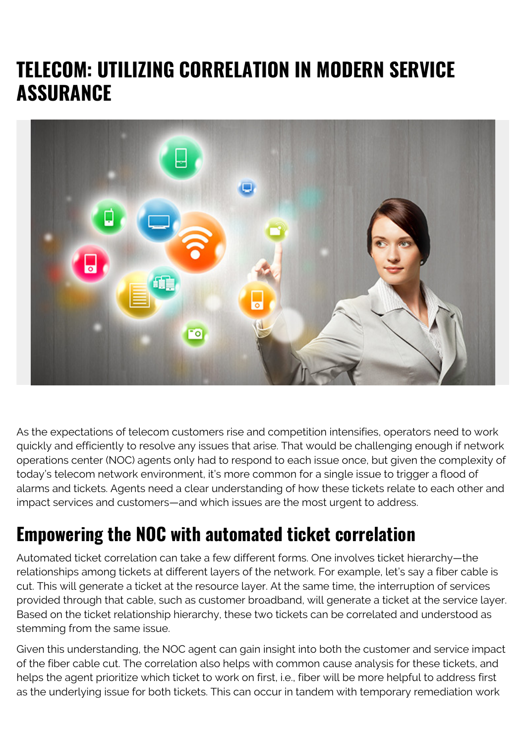# TELECOM: UTILIZING CORRELATION IN MODERN SERVICE ASSURANCE

As the expectations of telecom customers rise and competition intensifies, operators need to work quickly and efficiently to resolve any issues that arise. That would be challenging enough if network operations center (NOC) agents only had to respond to each issue once, but given the complexity of today's telecom network environment, it's more common for a single issue to trigger a flood of alarms and tickets. Agents need a clear understanding of how these tickets relate to each other and impact services and customers—and which issues are the most urgent to address.

## Empowering the NOC with automated ticket correlation

Automated ticket correlation can take a few different forms. One involves ticket hierarchy—the relationships among tickets at different layers of the network. For example, let's say a fiber cable is cut. This will generate a ticket at the resource layer. At the same time, the interruption of services provided through that cable, such as customer broadband, will generate a ticket at the service layer. Based on the ticket relationship hierarchy, these two tickets can be correlated and understood as stemming from the same issue.

Given this understanding, the NOC agent can gain insight into both the customer and service impact of the fiber cable cut. The correlation also helps with common cause analysis for these tickets, and helps the agent prioritize which ticket to work on first, i.e., fiber will be more helpful to address first as the underlying issue for both tickets. This can occur in tandem with temporary remediation work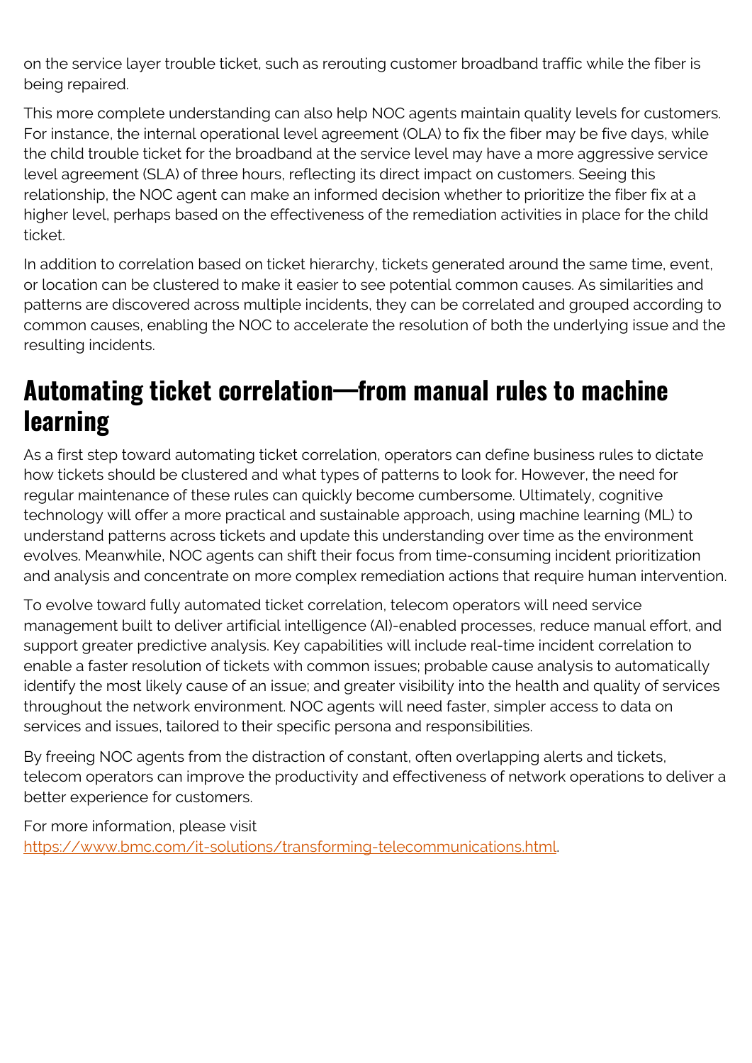on the service layer trouble ticket, such as rerouting customer broadband traffic while the fiber is being repaired.

This more complete understanding can also help NOC agents maintain quality levels for customers. For instance, the internal operational level agreement (OLA) to fix the fiber may be five days, while the child trouble ticket for the broadband at the service level may have a more aggressive service level agreement (SLA) of three hours, reflecting its direct impact on customers. Seeing this relationship, the NOC agent can make an informed decision whether to prioritize the fiber fix at a higher level, perhaps based on the effectiveness of the remediation activities in place for the child ticket.

In addition to correlation based on ticket hierarchy, tickets generated around the same time, event, or location can be clustered to make it easier to see potential common causes. As similarities and patterns are discovered across multiple incidents, they can be correlated and grouped according to common causes, enabling the NOC to accelerate the resolution of both the underlying issue and the resulting incidents.

## Automating ticket correlation—from manual rules to machine learning

As a first step toward automating ticket correlation, operators can define business rules to dictate how tickets should be clustered and what types of patterns to look for. However, the need for regular maintenance of these rules can quickly become cumbersome. Ultimately, cognitive technology will offer a more practical and sustainable approach, using machine learning (ML) to understand patterns across tickets and update this understanding over time as the environment evolves. Meanwhile, NOC agents can shift their focus from time-consuming incident prioritization and analysis and concentrate on more complex remediation actions that require human intervention.

To evolve toward fully automated ticket correlation, telecom operators will need service management built to deliver artificial intelligence (AI)-enabled processes, reduce manual effort, and support greater predictive analysis. Key capabilities will include real-time incident correlation to enable a faster resolution of tickets with common issues; probable cause analysis to automatically identify the most likely cause of an issue; and greater visibility into the health and quality of services throughout the network environment. NOC agents will need faster, simpler access to data on services and issues, tailored to their specific persona and responsibilities.

By freeing NOC agents from the distraction of constant, often overlapping alerts and tickets, telecom operators can improve the productivity and effectiveness of network operations to deliver a better experience for customers.

For more information, please visit [https://www.bmc.com/it-solutions/transforming-telecommunications.html](https://www.bmc.com/it-solutions/transforming-telecommunications.html).